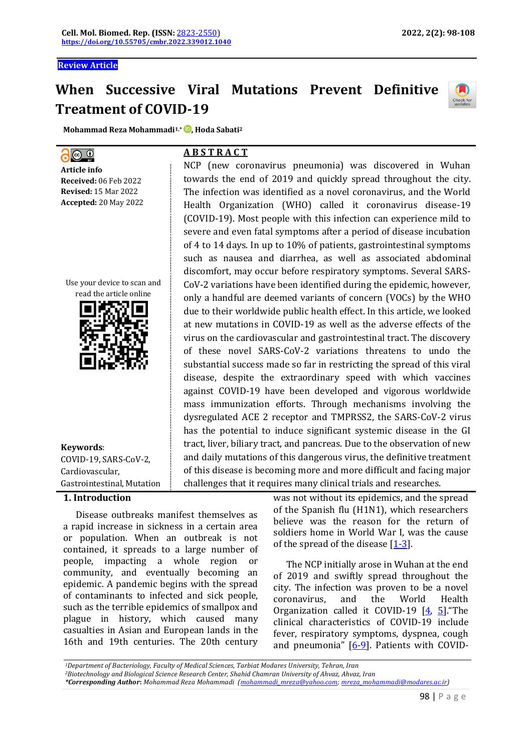**Review Article**

# When Successive Viral Mutations Prevent Definitive Treatment of COVID-19

**Mohammad Reza Mohammadi[1,*], Hoda Sabati[2]**

**Article info**
**Received:** 06 Feb 2022
**Revised:** 15 Mar 2022
**Accepted:** 20 May 2022

Use your device to scan and read the article online

**Keywords**: COVID-19, SARS-CoV-2, Cardiovascular, Gastrointestinal, Mutation

## ABSTRACT

NCP (new coronavirus pneumonia) was discovered in Wuhan towards the end of 2019 and quickly spread throughout the city. The infection was identified as a novel coronavirus, and the World Health Organization (WHO) called it coronavirus disease-19 (COVID-19). Most people with this infection can experience mild to severe and even fatal symptoms after a period of disease incubation of 4 to 14 days. In up to 10% of patients, gastrointestinal symptoms such as nausea and diarrhea, as well as associated abdominal discomfort, may occur before respiratory symptoms. Several SARS-CoV-2 variations have been identified during the epidemic, however, only a handful are deemed variants of concern (VOCs) by the WHO due to their worldwide public health effect. In this article, we looked at new mutations in COVID-19 as well as the adverse effects of the virus on the cardiovascular and gastrointestinal tract. The discovery of these novel SARS-CoV-2 variations threatens to undo the substantial success made so far in restricting the spread of this viral disease, despite the extraordinary speed with which vaccines against COVID-19 have been developed and vigorous worldwide mass immunization efforts. Through mechanisms involving the dysregulated ACE 2 receptor and TMPRSS2, the SARS-CoV-2 virus has the potential to induce significant systemic disease in the GI tract, liver, biliary tract, and pancreas. Due to the observation of new and daily mutations of this dangerous virus, the definitive treatment of this disease is becoming more and more difficult and facing major challenges that it requires many clinical trials and researches.

## 1. Introduction

Disease outbreaks manifest themselves as a rapid increase in sickness in a certain area or population. When an outbreak is not contained, it spreads to a large number of people, impacting a whole region or community, and eventually becoming an epidemic. A pandemic begins with the spread of contaminants to infected and sick people, such as the terrible epidemics of smallpox and plague in history, which caused many casualties in Asian and European lands in the 16th and 19th centuries. The 20th century was not without its epidemics, and the spread of the Spanish flu (H1N1), which researchers believe was the reason for the return of soldiers home in World War I, was the cause of the spread of the disease [1-3].

The NCP initially arose in Wuhan at the end of 2019 and swiftly spread throughout the city. The infection was proven to be a novel coronavirus, and the World Health Organization called it COVID-19 [4, 5]."The clinical characteristics of COVID-19 include fever, respiratory symptoms, dyspnea, cough and pneumonia" [6-9]. Patients with COVID-

[1]*Department of Bacteriology, Faculty of Medical Sciences, Tarbiat Modares University, Tehran, Iran*
[2]*Biotechnology and Biological Science Research Center, Shahid Chamran University of Ahvaz, Ahvaz, Iran*
***Corresponding Author:** Mohammad Reza Mohammadi (mohammadi_mreza@yahoo.com; mreza_mohammadi@modares.ac.ir)*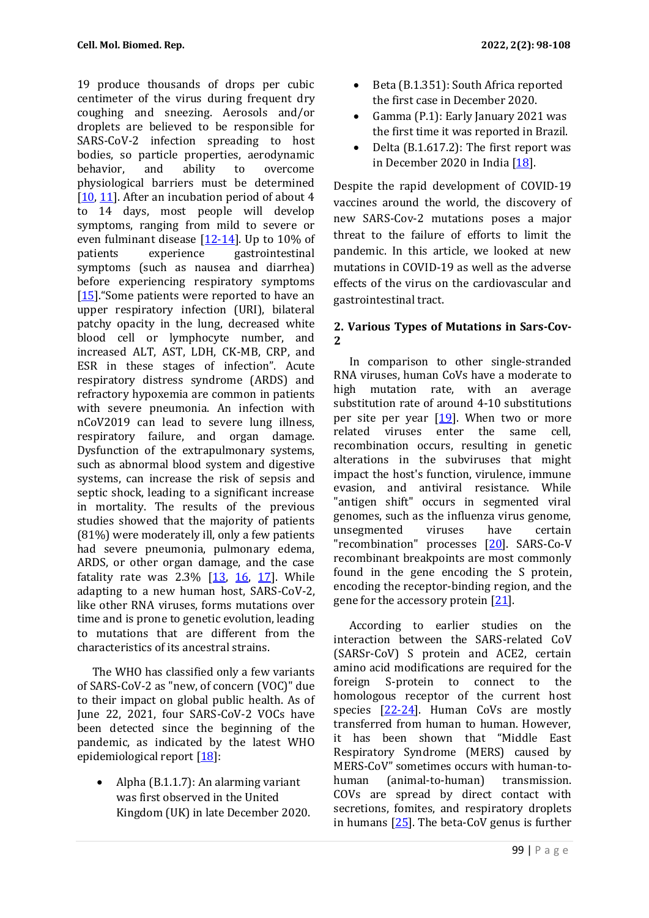19 produce thousands of drops per cubic centimeter of the virus during frequent dry coughing and sneezing. Aerosols and/or droplets are believed to be responsible for SARS-CoV-2 infection spreading to host bodies, so particle properties, aerodynamic behavior, and ability to overcome physiological barriers must be determined [10, 11]. After an incubation period of about 4 to 14 days, most people will develop symptoms, ranging from mild to severe or even fulminant disease [12-14]. Up to 10% of patients experience gastrointestinal symptoms (such as nausea and diarrhea) before experiencing respiratory symptoms [15]."Some patients were reported to have an upper respiratory infection (URI), bilateral patchy opacity in the lung, decreased white blood cell or lymphocyte number, and increased ALT, AST, LDH, CK-MB, CRP, and ESR in these stages of infection". Acute respiratory distress syndrome (ARDS) and refractory hypoxemia are common in patients with severe pneumonia. An infection with nCoV2019 can lead to severe lung illness, respiratory failure, and organ damage. Dysfunction of the extrapulmonary systems, such as abnormal blood system and digestive systems, can increase the risk of sepsis and septic shock, leading to a significant increase in mortality. The results of the previous studies showed that the majority of patients (81%) were moderately ill, only a few patients had severe pneumonia, pulmonary edema, ARDS, or other organ damage, and the case fatality rate was 2.3% [13, 16, 17]. While adapting to a new human host, SARS-CoV-2, like other RNA viruses, forms mutations over time and is prone to genetic evolution, leading to mutations that are different from the characteristics of its ancestral strains.

The WHO has classified only a few variants of SARS-CoV-2 as "new, of concern (VOC)" due to their impact on global public health. As of June 22, 2021, four SARS-CoV-2 VOCs have been detected since the beginning of the pandemic, as indicated by the latest WHO epidemiological report [18]:

- Alpha (B.1.1.7): An alarming variant was first observed in the United Kingdom (UK) in late December 2020.
- Beta (B.1.351): South Africa reported the first case in December 2020.
- Gamma (P.1): Early January 2021 was the first time it was reported in Brazil.
- Delta (B.1.617.2): The first report was in December 2020 in India [18].

Despite the rapid development of COVID-19 vaccines around the world, the discovery of new SARS-Cov-2 mutations poses a major threat to the failure of efforts to limit the pandemic. In this article, we looked at new mutations in COVID-19 as well as the adverse effects of the virus on the cardiovascular and gastrointestinal tract.

## 2. Various Types of Mutations in Sars-Cov-2

In comparison to other single-stranded RNA viruses, human CoVs have a moderate to high mutation rate, with an average substitution rate of around 4-10 substitutions per site per year [19]. When two or more related viruses enter the same cell, recombination occurs, resulting in genetic alterations in the subviruses that might impact the host's function, virulence, immune evasion, and antiviral resistance. While "antigen shift" occurs in segmented viral genomes, such as the influenza virus genome, unsegmented viruses have certain "recombination" processes [20]. SARS-Co-V recombinant breakpoints are most commonly found in the gene encoding the S protein, encoding the receptor-binding region, and the gene for the accessory protein [21].

According to earlier studies on the interaction between the SARS-related CoV (SARSr-CoV) S protein and ACE2, certain amino acid modifications are required for the foreign S-protein to connect to the homologous receptor of the current host species [22-24]. Human CoVs are mostly transferred from human to human. However, it has been shown that "Middle East Respiratory Syndrome (MERS) caused by MERS-CoV" sometimes occurs with human-to-human (animal-to-human) transmission. COVs are spread by direct contact with secretions, fomites, and respiratory droplets in humans [25]. The beta-CoV genus is further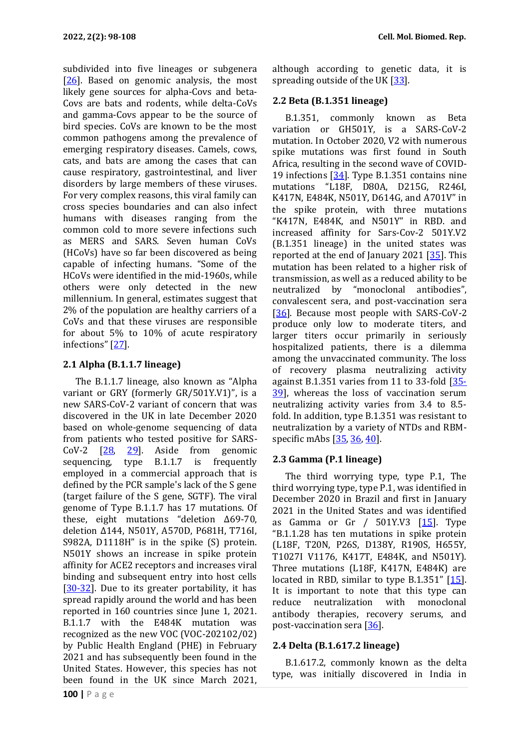subdivided into five lineages or subgenera [26]. Based on genomic analysis, the most likely gene sources for alpha-Covs and beta-Covs are bats and rodents, while delta-CoVs and gamma-Covs appear to be the source of bird species. CoVs are known to be the most common pathogens among the prevalence of emerging respiratory diseases. Camels, cows, cats, and bats are among the cases that can cause respiratory, gastrointestinal, and liver disorders by large members of these viruses. For very complex reasons, this viral family can cross species boundaries and can also infect humans with diseases ranging from the common cold to more severe infections such as MERS and SARS. Seven human CoVs (HCoVs) have so far been discovered as being capable of infecting humans. "Some of the HCoVs were identified in the mid-1960s, while others were only detected in the new millennium. In general, estimates suggest that 2% of the population are healthy carriers of a CoVs and that these viruses are responsible for about 5% to 10% of acute respiratory infections" [27].

### 2.1 Alpha (B.1.1.7 lineage)

The B.1.1.7 lineage, also known as "Alpha variant or GRY (formerly GR/501Y.V1)", is a new SARS-CoV-2 variant of concern that was discovered in the UK in late December 2020 based on whole-genome sequencing of data from patients who tested positive for SARS-CoV-2 [28, 29]. Aside from genomic sequencing, type B.1.1.7 is frequently employed in a commercial approach that is defined by the PCR sample's lack of the S gene (target failure of the S gene, SGTF). The viral genome of Type B.1.1.7 has 17 mutations. Of these, eight mutations "deletion Δ69-70, deletion Δ144, N501Y, A570D, P681H, T716I, S982A, D1118H" is in the spike (S) protein. N501Y shows an increase in spike protein affinity for ACE2 receptors and increases viral binding and subsequent entry into host cells [30-32]. Due to its greater portability, it has spread rapidly around the world and has been reported in 160 countries since June 1, 2021. B.1.1.7 with the E484K mutation was recognized as the new VOC (VOC-202102/02) by Public Health England (PHE) in February 2021 and has subsequently been found in the United States. However, this species has not been found in the UK since March 2021, although according to genetic data, it is spreading outside of the UK [33].

### 2.2 Beta (B.1.351 lineage)

B.1.351, commonly known as Beta variation or GH501Y, is a SARS-CoV-2 mutation. In October 2020, V2 with numerous spike mutations was first found in South Africa, resulting in the second wave of COVID-19 infections [34]. Type B.1.351 contains nine mutations "L18F, D80A, D215G, R246I, K417N, E484K, N501Y, D614G, and A701V" in the spike protein, with three mutations "K417N, E484K, and N501Y" in RBD. and increased affinity for Sars-Cov-2 501Y.V2 (B.1.351 lineage) in the united states was reported at the end of January 2021 [35]. This mutation has been related to a higher risk of transmission, as well as a reduced ability to be neutralized by "monoclonal antibodies", convalescent sera, and post-vaccination sera [36]. Because most people with SARS-CoV-2 produce only low to moderate titers, and larger titers occur primarily in seriously hospitalized patients, there is a dilemma among the unvaccinated community. The loss of recovery plasma neutralizing activity against B.1.351 varies from 11 to 33-fold [35-39], whereas the loss of vaccination serum neutralizing activity varies from 3.4 to 8.5-fold. In addition, type B.1.351 was resistant to neutralization by a variety of NTDs and RBM-specific mAbs [35, 36, 40].

### 2.3 Gamma (P.1 lineage)

The third worrying type, type P.1, The third worrying type, type P.1, was identified in December 2020 in Brazil and first in January 2021 in the United States and was identified as Gamma or Gr / 501Y.V3 [15]. Type "B.1.1.28 has ten mutations in spike protein (L18F, T20N, P26S, D138Y, R190S, H655Y, T1027I V1176, K417T, E484K, and N501Y). Three mutations (L18F, K417N, E484K) are located in RBD, similar to type B.1.351" [15]. It is important to note that this type can reduce neutralization with monoclonal antibody therapies, recovery serums, and post-vaccination sera [36].

### 2.4 Delta (B.1.617.2 lineage)

B.1.617.2, commonly known as the delta type, was initially discovered in India in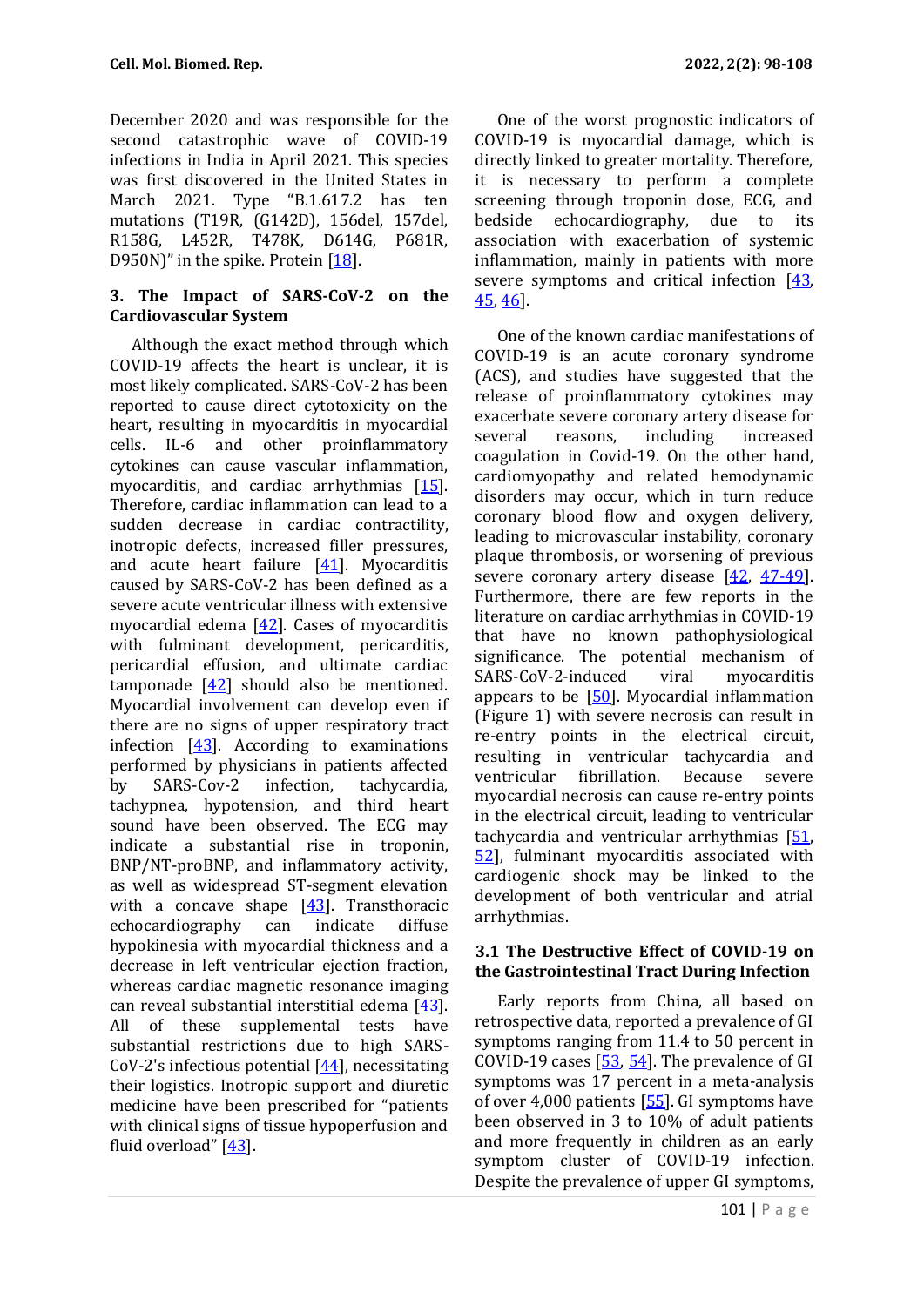December 2020 and was responsible for the second catastrophic wave of COVID-19 infections in India in April 2021. This species was first discovered in the United States in March 2021. Type "B.1.617.2 has ten mutations (T19R, (G142D), 156del, 157del, R158G, L452R, T478K, D614G, P681R, D950N)" in the spike. Protein [18].

## 3. The Impact of SARS-CoV-2 on the Cardiovascular System

Although the exact method through which COVID-19 affects the heart is unclear, it is most likely complicated. SARS-CoV-2 has been reported to cause direct cytotoxicity on the heart, resulting in myocarditis in myocardial cells. IL-6 and other proinflammatory cytokines can cause vascular inflammation, myocarditis, and cardiac arrhythmias [15]. Therefore, cardiac inflammation can lead to a sudden decrease in cardiac contractility, inotropic defects, increased filler pressures, and acute heart failure [41]. Myocarditis caused by SARS-CoV-2 has been defined as a severe acute ventricular illness with extensive myocardial edema [42]. Cases of myocarditis with fulminant development, pericarditis, pericardial effusion, and ultimate cardiac tamponade [42] should also be mentioned. Myocardial involvement can develop even if there are no signs of upper respiratory tract infection [43]. According to examinations performed by physicians in patients affected by SARS-Cov-2 infection, tachycardia, tachypnea, hypotension, and third heart sound have been observed. The ECG may indicate a substantial rise in troponin, BNP/NT-proBNP, and inflammatory activity, as well as widespread ST-segment elevation with a concave shape [43]. Transthoracic echocardiography can indicate diffuse hypokinesia with myocardial thickness and a decrease in left ventricular ejection fraction, whereas cardiac magnetic resonance imaging can reveal substantial interstitial edema [43]. All of these supplemental tests have substantial restrictions due to high SARS-CoV-2's infectious potential [44], necessitating their logistics. Inotropic support and diuretic medicine have been prescribed for "patients with clinical signs of tissue hypoperfusion and fluid overload" [43].

One of the worst prognostic indicators of COVID-19 is myocardial damage, which is directly linked to greater mortality. Therefore, it is necessary to perform a complete screening through troponin dose, ECG, and bedside echocardiography, due to its association with exacerbation of systemic inflammation, mainly in patients with more severe symptoms and critical infection [43, 45, 46].

One of the known cardiac manifestations of COVID-19 is an acute coronary syndrome (ACS), and studies have suggested that the release of proinflammatory cytokines may exacerbate severe coronary artery disease for several reasons, including increased coagulation in Covid-19. On the other hand, cardiomyopathy and related hemodynamic disorders may occur, which in turn reduce coronary blood flow and oxygen delivery, leading to microvascular instability, coronary plaque thrombosis, or worsening of previous severe coronary artery disease [42, 47-49]. Furthermore, there are few reports in the literature on cardiac arrhythmias in COVID-19 that have no known pathophysiological significance. The potential mechanism of SARS-CoV-2-induced viral myocarditis appears to be [50]. Myocardial inflammation (Figure 1) with severe necrosis can result in re-entry points in the electrical circuit, resulting in ventricular tachycardia and ventricular fibrillation. Because severe myocardial necrosis can cause re-entry points in the electrical circuit, leading to ventricular tachycardia and ventricular arrhythmias [51, 52], fulminant myocarditis associated with cardiogenic shock may be linked to the development of both ventricular and atrial arrhythmias.

### 3.1 The Destructive Effect of COVID-19 on the Gastrointestinal Tract During Infection

Early reports from China, all based on retrospective data, reported a prevalence of GI symptoms ranging from 11.4 to 50 percent in COVID-19 cases [53, 54]. The prevalence of GI symptoms was 17 percent in a meta-analysis of over 4,000 patients [55]. GI symptoms have been observed in 3 to 10% of adult patients and more frequently in children as an early symptom cluster of COVID-19 infection. Despite the prevalence of upper GI symptoms,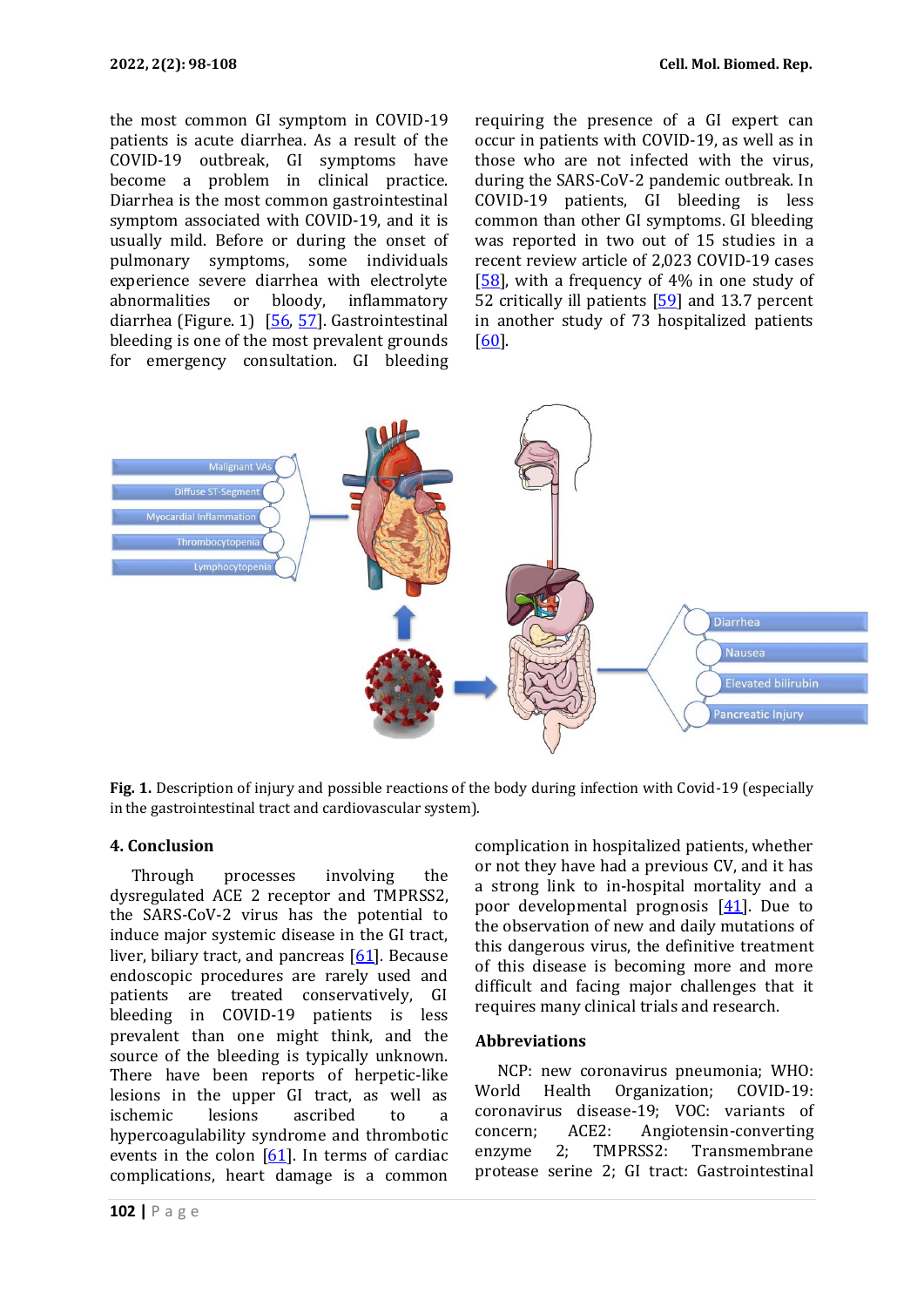the most common GI symptom in COVID-19 patients is acute diarrhea. As a result of the COVID-19 outbreak, GI symptoms have become a problem in clinical practice. Diarrhea is the most common gastrointestinal symptom associated with COVID-19, and it is usually mild. Before or during the onset of pulmonary symptoms, some individuals experience severe diarrhea with electrolyte abnormalities or bloody, inflammatory diarrhea (Figure. 1) [56, 57]. Gastrointestinal bleeding is one of the most prevalent grounds for emergency consultation. GI bleeding requiring the presence of a GI expert can occur in patients with COVID-19, as well as in those who are not infected with the virus, during the SARS-CoV-2 pandemic outbreak. In COVID-19 patients, GI bleeding is less common than other GI symptoms. GI bleeding was reported in two out of 15 studies in a recent review article of 2,023 COVID-19 cases [58], with a frequency of 4% in one study of 52 critically ill patients [59] and 13.7 percent in another study of 73 hospitalized patients [60].

**Fig. 1.** Description of injury and possible reactions of the body during infection with Covid-19 (especially in the gastrointestinal tract and cardiovascular system).

## 4. Conclusion

Through processes involving the dysregulated ACE 2 receptor and TMPRSS2, the SARS-CoV-2 virus has the potential to induce major systemic disease in the GI tract, liver, biliary tract, and pancreas [61]. Because endoscopic procedures are rarely used and patients are treated conservatively, GI bleeding in COVID-19 patients is less prevalent than one might think, and the source of the bleeding is typically unknown. There have been reports of herpetic-like lesions in the upper GI tract, as well as ischemic lesions ascribed to a hypercoagulability syndrome and thrombotic events in the colon [61]. In terms of cardiac complications, heart damage is a common complication in hospitalized patients, whether or not they have had a previous CV, and it has a strong link to in-hospital mortality and a poor developmental prognosis [41]. Due to the observation of new and daily mutations of this dangerous virus, the definitive treatment of this disease is becoming more and more difficult and facing major challenges that it requires many clinical trials and research.

## Abbreviations

NCP: new coronavirus pneumonia; WHO: World Health Organization; COVID-19: coronavirus disease-19; VOC: variants of concern; ACE2: Angiotensin-converting enzyme 2; TMPRSS2: Transmembrane protease serine 2; GI tract: Gastrointestinal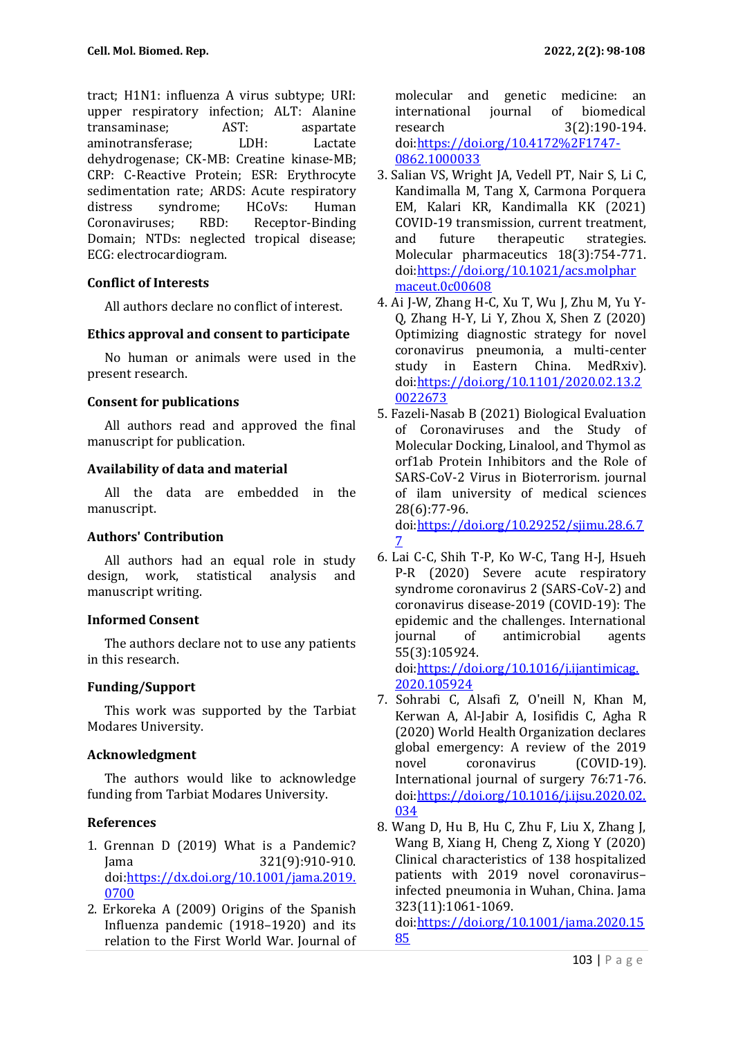tract; H1N1: influenza A virus subtype; URI: upper respiratory infection; ALT: Alanine transaminase; AST: aspartate aminotransferase; LDH: Lactate dehydrogenase; CK-MB: Creatine kinase-MB; CRP: C-Reactive Protein; ESR: Erythrocyte sedimentation rate; ARDS: Acute respiratory distress syndrome; HCoVs: Human Coronaviruses; RBD: Receptor-Binding Domain; NTDs: neglected tropical disease; ECG: electrocardiogram.

### Conflict of Interests

All authors declare no conflict of interest.

### Ethics approval and consent to participate

No human or animals were used in the present research.

### Consent for publications

All authors read and approved the final manuscript for publication.

### Availability of data and material

All the data are embedded in the manuscript.

### Authors' Contribution

All authors had an equal role in study design, work, statistical analysis and manuscript writing.

### Informed Consent

The authors declare not to use any patients in this research.

### Funding/Support

This work was supported by the Tarbiat Modares University.

### Acknowledgment

The authors would like to acknowledge funding from Tarbiat Modares University.

### References

1. Grennan D (2019) What is a Pandemic? Jama 321(9):910-910. doi:https://dx.doi.org/10.1001/jama.2019.0700
2. Erkoreka A (2009) Origins of the Spanish Influenza pandemic (1918–1920) and its relation to the First World War. Journal of molecular and genetic medicine: an international journal of biomedical research 3(2):190-194. doi:https://doi.org/10.4172%2F1747-0862.1000033
3. Salian VS, Wright JA, Vedell PT, Nair S, Li C, Kandimalla M, Tang X, Carmona Porquera EM, Kalari KR, Kandimalla KK (2021) COVID-19 transmission, current treatment, and future therapeutic strategies. Molecular pharmaceutics 18(3):754-771. doi:https://doi.org/10.1021/acs.molpharmaceut.0c00608
4. Ai J-W, Zhang H-C, Xu T, Wu J, Zhu M, Yu Y-Q, Zhang H-Y, Li Y, Zhou X, Shen Z (2020) Optimizing diagnostic strategy for novel coronavirus pneumonia, a multi-center study in Eastern China. MedRxiv). doi:https://doi.org/10.1101/2020.02.13.20022673
5. Fazeli-Nasab B (2021) Biological Evaluation of Coronaviruses and the Study of Molecular Docking, Linalool, and Thymol as orf1ab Protein Inhibitors and the Role of SARS-CoV-2 Virus in Bioterrorism. journal of ilam university of medical sciences 28(6):77-96. doi:https://doi.org/10.29252/sjimu.28.6.77
6. Lai C-C, Shih T-P, Ko W-C, Tang H-J, Hsueh P-R (2020) Severe acute respiratory syndrome coronavirus 2 (SARS-CoV-2) and coronavirus disease-2019 (COVID-19): The epidemic and the challenges. International journal of antimicrobial agents 55(3):105924. doi:https://doi.org/10.1016/j.ijantimicag.2020.105924
7. Sohrabi C, Alsafi Z, O'neill N, Khan M, Kerwan A, Al-Jabir A, Iosifidis C, Agha R (2020) World Health Organization declares global emergency: A review of the 2019 novel coronavirus (COVID-19). International journal of surgery 76:71-76. doi:https://doi.org/10.1016/j.ijsu.2020.02.034
8. Wang D, Hu B, Hu C, Zhu F, Liu X, Zhang J, Wang B, Xiang H, Cheng Z, Xiong Y (2020) Clinical characteristics of 138 hospitalized patients with 2019 novel coronavirus–infected pneumonia in Wuhan, China. Jama 323(11):1061-1069. doi:https://doi.org/10.1001/jama.2020.1585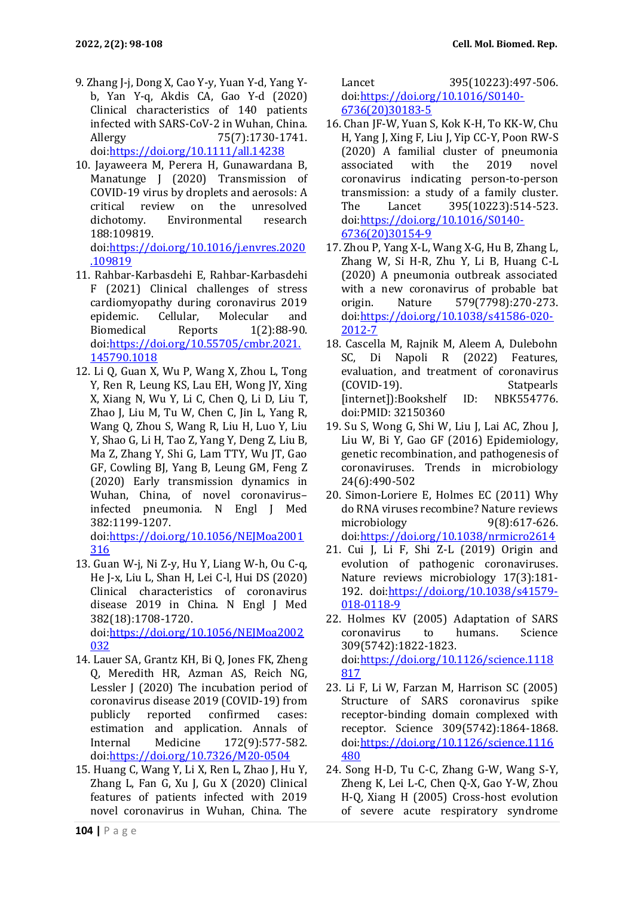9. Zhang J-j, Dong X, Cao Y-y, Yuan Y-d, Yang Y-b, Yan Y-q, Akdis CA, Gao Y-d (2020) Clinical characteristics of 140 patients infected with SARS-CoV-2 in Wuhan, China. Allergy 75(7):1730-1741. doi:https://doi.org/10.1111/all.14238
10. Jayaweera M, Perera H, Gunawardana B, Manatunge J (2020) Transmission of COVID-19 virus by droplets and aerosols: A critical review on the unresolved dichotomy. Environmental research 188:109819. doi:https://doi.org/10.1016/j.envres.2020.109819
11. Rahbar-Karbasdehi E, Rahbar-Karbasdehi F (2021) Clinical challenges of stress cardiomyopathy during coronavirus 2019 epidemic. Cellular, Molecular and Biomedical Reports 1(2):88-90. doi:https://doi.org/10.55705/cmbr.2021.145790.1018
12. Li Q, Guan X, Wu P, Wang X, Zhou L, Tong Y, Ren R, Leung KS, Lau EH, Wong JY, Xing X, Xiang N, Wu Y, Li C, Chen Q, Li D, Liu T, Zhao J, Liu M, Tu W, Chen C, Jin L, Yang R, Wang Q, Zhou S, Wang R, Liu H, Luo Y, Liu Y, Shao G, Li H, Tao Z, Yang Y, Deng Z, Liu B, Ma Z, Zhang Y, Shi G, Lam TTY, Wu JT, Gao GF, Cowling BJ, Yang B, Leung GM, Feng Z (2020) Early transmission dynamics in Wuhan, China, of novel coronavirus–infected pneumonia. N Engl J Med 382:1199-1207. doi:https://doi.org/10.1056/NEJMoa2001316
13. Guan W-j, Ni Z-y, Hu Y, Liang W-h, Ou C-q, He J-x, Liu L, Shan H, Lei C-l, Hui DS (2020) Clinical characteristics of coronavirus disease 2019 in China. N Engl J Med 382(18):1708-1720. doi:https://doi.org/10.1056/NEJMoa2002032
14. Lauer SA, Grantz KH, Bi Q, Jones FK, Zheng Q, Meredith HR, Azman AS, Reich NG, Lessler J (2020) The incubation period of coronavirus disease 2019 (COVID-19) from publicly reported confirmed cases: estimation and application. Annals of Internal Medicine 172(9):577-582. doi:https://doi.org/10.7326/M20-0504
15. Huang C, Wang Y, Li X, Ren L, Zhao J, Hu Y, Zhang L, Fan G, Xu J, Gu X (2020) Clinical features of patients infected with 2019 novel coronavirus in Wuhan, China. The Lancet 395(10223):497-506. doi:https://doi.org/10.1016/S0140-6736(20)30183-5
16. Chan JF-W, Yuan S, Kok K-H, To KK-W, Chu H, Yang J, Xing F, Liu J, Yip CC-Y, Poon RW-S (2020) A familial cluster of pneumonia associated with the 2019 novel coronavirus indicating person-to-person transmission: a study of a family cluster. The Lancet 395(10223):514-523. doi:https://doi.org/10.1016/S0140-6736(20)30154-9
17. Zhou P, Yang X-L, Wang X-G, Hu B, Zhang L, Zhang W, Si H-R, Zhu Y, Li B, Huang C-L (2020) A pneumonia outbreak associated with a new coronavirus of probable bat origin. Nature 579(7798):270-273. doi:https://doi.org/10.1038/s41586-020-2012-7
18. Cascella M, Rajnik M, Aleem A, Dulebohn SC, Di Napoli R (2022) Features, evaluation, and treatment of coronavirus (COVID-19). Statpearls [internet]):Bookshelf ID: NBK554776. doi:PMID: 32150360
19. Su S, Wong G, Shi W, Liu J, Lai AC, Zhou J, Liu W, Bi Y, Gao GF (2016) Epidemiology, genetic recombination, and pathogenesis of coronaviruses. Trends in microbiology 24(6):490-502
20. Simon-Loriere E, Holmes EC (2011) Why do RNA viruses recombine? Nature reviews microbiology 9(8):617-626. doi:https://doi.org/10.1038/nrmicro2614
21. Cui J, Li F, Shi Z-L (2019) Origin and evolution of pathogenic coronaviruses. Nature reviews microbiology 17(3):181-192. doi:https://doi.org/10.1038/s41579-018-0118-9
22. Holmes KV (2005) Adaptation of SARS coronavirus to humans. Science 309(5742):1822-1823. doi:https://doi.org/10.1126/science.1118817
23. Li F, Li W, Farzan M, Harrison SC (2005) Structure of SARS coronavirus spike receptor-binding domain complexed with receptor. Science 309(5742):1864-1868. doi:https://doi.org/10.1126/science.1116480
24. Song H-D, Tu C-C, Zhang G-W, Wang S-Y, Zheng K, Lei L-C, Chen Q-X, Gao Y-W, Zhou H-Q, Xiang H (2005) Cross-host evolution of severe acute respiratory syndrome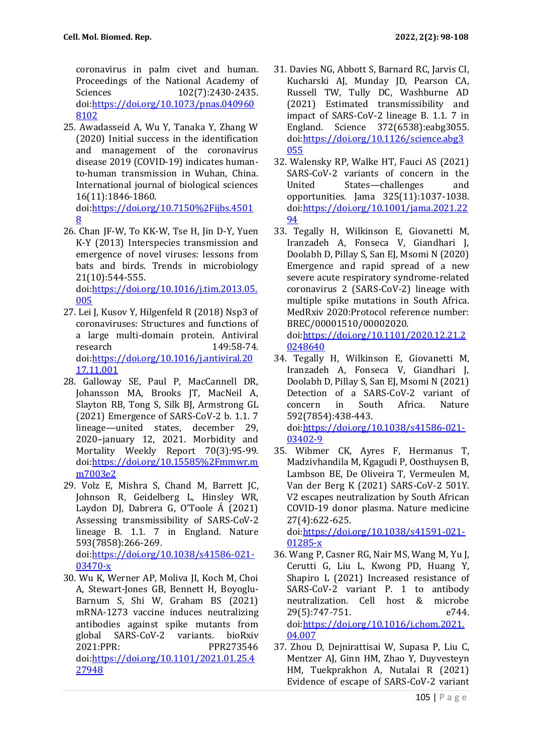coronavirus in palm civet and human. Proceedings of the National Academy of Sciences 102(7):2430-2435. doi:https://doi.org/10.1073/pnas.0409608102

25. Awadasseid A, Wu Y, Tanaka Y, Zhang W (2020) Initial success in the identification and management of the coronavirus disease 2019 (COVID-19) indicates human-to-human transmission in Wuhan, China. International journal of biological sciences 16(11):1846-1860. doi:https://doi.org/10.7150%2Fijbs.45018
26. Chan JF-W, To KK-W, Tse H, Jin D-Y, Yuen K-Y (2013) Interspecies transmission and emergence of novel viruses: lessons from bats and birds. Trends in microbiology 21(10):544-555. doi:https://doi.org/10.1016/j.tim.2013.05.005
27. Lei J, Kusov Y, Hilgenfeld R (2018) Nsp3 of coronaviruses: Structures and functions of a large multi-domain protein. Antiviral research 149:58-74. doi:https://doi.org/10.1016/j.antiviral.2017.11.001
28. Galloway SE, Paul P, MacCannell DR, Johansson MA, Brooks JT, MacNeil A, Slayton RB, Tong S, Silk BJ, Armstrong GL (2021) Emergence of SARS-CoV-2 b. 1.1. 7 lineage—united states, december 29, 2020–january 12, 2021. Morbidity and Mortality Weekly Report 70(3):95-99. doi:https://doi.org/10.15585%2Fmmwr.mm7003e2
29. Volz E, Mishra S, Chand M, Barrett JC, Johnson R, Geidelberg L, Hinsley WR, Laydon DJ, Dabrera G, O'Toole Á (2021) Assessing transmissibility of SARS-CoV-2 lineage B. 1.1. 7 in England. Nature 593(7858):266-269. doi:https://doi.org/10.1038/s41586-021-03470-x
30. Wu K, Werner AP, Moliva JI, Koch M, Choi A, Stewart-Jones GB, Bennett H, Boyoglu-Barnum S, Shi W, Graham BS (2021) mRNA-1273 vaccine induces neutralizing antibodies against spike mutants from global SARS-CoV-2 variants. bioRxiv 2021:PPR: PPR273546 doi:https://doi.org/10.1101/2021.01.25.427948
31. Davies NG, Abbott S, Barnard RC, Jarvis CI, Kucharski AJ, Munday JD, Pearson CA, Russell TW, Tully DC, Washburne AD (2021) Estimated transmissibility and impact of SARS-CoV-2 lineage B. 1.1. 7 in England. Science 372(6538):eabg3055. doi:https://doi.org/10.1126/science.abg3055
32. Walensky RP, Walke HT, Fauci AS (2021) SARS-CoV-2 variants of concern in the United States—challenges and opportunities. Jama 325(11):1037-1038. doi:https://doi.org/10.1001/jama.2021.2294
33. Tegally H, Wilkinson E, Giovanetti M, Iranzadeh A, Fonseca V, Giandhari J, Doolabh D, Pillay S, San EJ, Msomi N (2020) Emergence and rapid spread of a new severe acute respiratory syndrome-related coronavirus 2 (SARS-CoV-2) lineage with multiple spike mutations in South Africa. MedRxiv 2020:Protocol reference number: BREC/00001510/00002020. doi:https://doi.org/10.1101/2020.12.21.20248640
34. Tegally H, Wilkinson E, Giovanetti M, Iranzadeh A, Fonseca V, Giandhari J, Doolabh D, Pillay S, San EJ, Msomi N (2021) Detection of a SARS-CoV-2 variant of concern in South Africa. Nature 592(7854):438-443. doi:https://doi.org/10.1038/s41586-021-03402-9
35. Wibmer CK, Ayres F, Hermanus T, Madzivhandila M, Kgagudi P, Oosthuysen B, Lambson BE, De Oliveira T, Vermeulen M, Van der Berg K (2021) SARS-CoV-2 501Y. V2 escapes neutralization by South African COVID-19 donor plasma. Nature medicine 27(4):622-625. doi:https://doi.org/10.1038/s41591-021-01285-x
36. Wang P, Casner RG, Nair MS, Wang M, Yu J, Cerutti G, Liu L, Kwong PD, Huang Y, Shapiro L (2021) Increased resistance of SARS-CoV-2 variant P. 1 to antibody neutralization. Cell host & microbe 29(5):747-751. e744. doi:https://doi.org/10.1016/j.chom.2021.04.007
37. Zhou D, Dejnirattisai W, Supasa P, Liu C, Mentzer AJ, Ginn HM, Zhao Y, Duyvesteyn HM, Tuekprakhon A, Nutalai R (2021) Evidence of escape of SARS-CoV-2 variant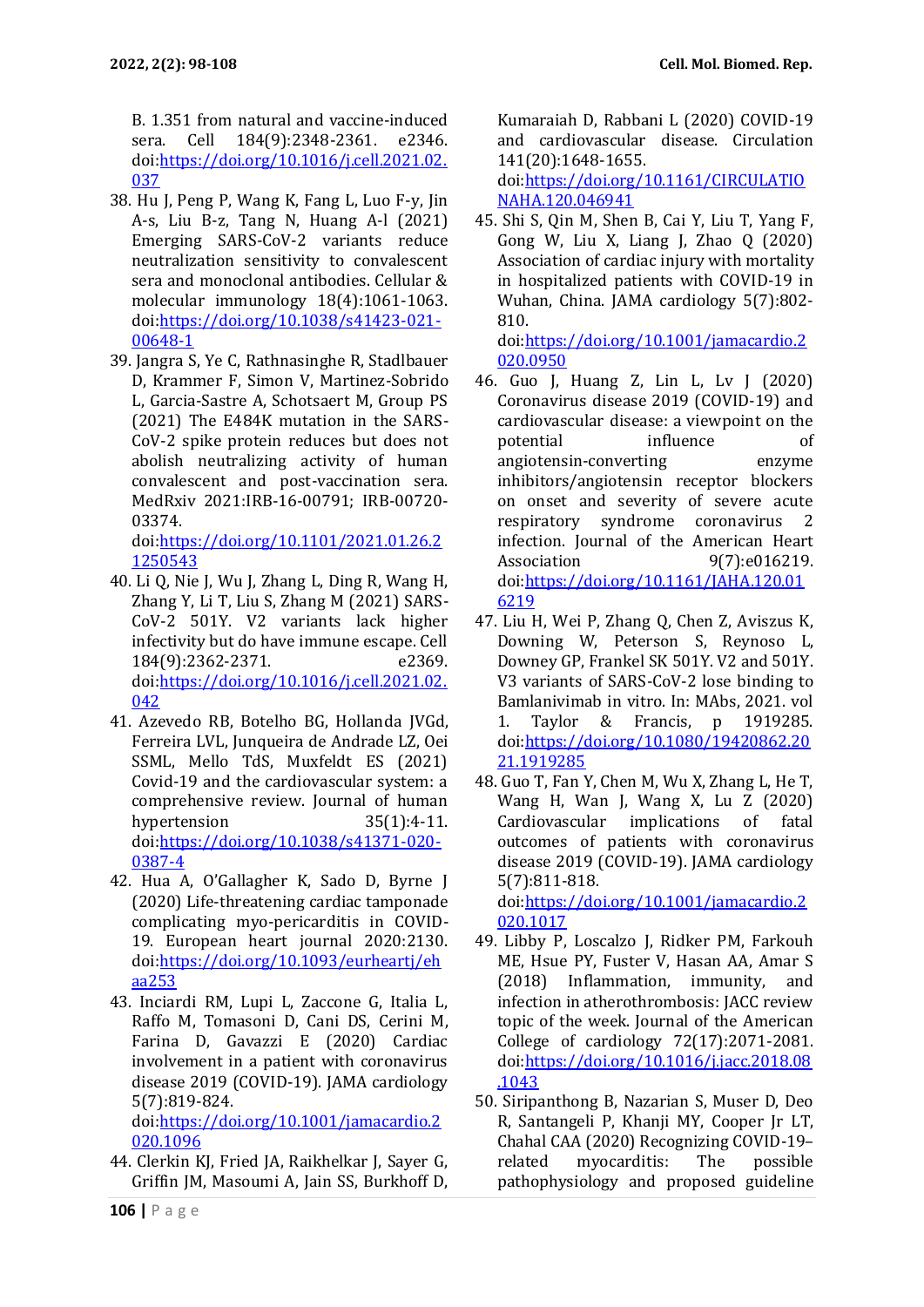B. 1.351 from natural and vaccine-induced sera. Cell 184(9):2348-2361. e2346. doi:https://doi.org/10.1016/j.cell.2021.02.037

38. Hu J, Peng P, Wang K, Fang L, Luo F-y, Jin A-s, Liu B-z, Tang N, Huang A-l (2021) Emerging SARS-CoV-2 variants reduce neutralization sensitivity to convalescent sera and monoclonal antibodies. Cellular & molecular immunology 18(4):1061-1063. doi:https://doi.org/10.1038/s41423-021-00648-1
39. Jangra S, Ye C, Rathnasinghe R, Stadlbauer D, Krammer F, Simon V, Martinez-Sobrido L, Garcia-Sastre A, Schotsaert M, Group PS (2021) The E484K mutation in the SARS-CoV-2 spike protein reduces but does not abolish neutralizing activity of human convalescent and post-vaccination sera. MedRxiv 2021:IRB-16-00791; IRB-00720-03374. doi:https://doi.org/10.1101/2021.01.26.21250543
40. Li Q, Nie J, Wu J, Zhang L, Ding R, Wang H, Zhang Y, Li T, Liu S, Zhang M (2021) SARS-CoV-2 501Y. V2 variants lack higher infectivity but do have immune escape. Cell 184(9):2362-2371. e2369. doi:https://doi.org/10.1016/j.cell.2021.02.042
41. Azevedo RB, Botelho BG, Hollanda JVGd, Ferreira LVL, Junqueira de Andrade LZ, Oei SSML, Mello TdS, Muxfeldt ES (2021) Covid-19 and the cardiovascular system: a comprehensive review. Journal of human hypertension 35(1):4-11. doi:https://doi.org/10.1038/s41371-020-0387-4
42. Hua A, O'Gallagher K, Sado D, Byrne J (2020) Life-threatening cardiac tamponade complicating myo-pericarditis in COVID-19. European heart journal 2020:2130. doi:https://doi.org/10.1093/eurheartj/ehaa253
43. Inciardi RM, Lupi L, Zaccone G, Italia L, Raffo M, Tomasoni D, Cani DS, Cerini M, Farina D, Gavazzi E (2020) Cardiac involvement in a patient with coronavirus disease 2019 (COVID-19). JAMA cardiology 5(7):819-824. doi:https://doi.org/10.1001/jamacardio.2020.1096
44. Clerkin KJ, Fried JA, Raikhelkar J, Sayer G, Griffin JM, Masoumi A, Jain SS, Burkhoff D, Kumaraiah D, Rabbani L (2020) COVID-19 and cardiovascular disease. Circulation 141(20):1648-1655. doi:https://doi.org/10.1161/CIRCULATIONAHA.120.046941
45. Shi S, Qin M, Shen B, Cai Y, Liu T, Yang F, Gong W, Liu X, Liang J, Zhao Q (2020) Association of cardiac injury with mortality in hospitalized patients with COVID-19 in Wuhan, China. JAMA cardiology 5(7):802-810. doi:https://doi.org/10.1001/jamacardio.2020.0950
46. Guo J, Huang Z, Lin L, Lv J (2020) Coronavirus disease 2019 (COVID-19) and cardiovascular disease: a viewpoint on the potential influence of angiotensin-converting enzyme inhibitors/angiotensin receptor blockers on onset and severity of severe acute respiratory syndrome coronavirus 2 infection. Journal of the American Heart Association 9(7):e016219. doi:https://doi.org/10.1161/JAHA.120.016219
47. Liu H, Wei P, Zhang Q, Chen Z, Aviszus K, Downing W, Peterson S, Reynoso L, Downey GP, Frankel SK 501Y. V2 and 501Y. V3 variants of SARS-CoV-2 lose binding to Bamlanivimab in vitro. In: MAbs, 2021. vol 1. Taylor & Francis, p 1919285. doi:https://doi.org/10.1080/19420862.2021.1919285
48. Guo T, Fan Y, Chen M, Wu X, Zhang L, He T, Wang H, Wan J, Wang X, Lu Z (2020) Cardiovascular implications of fatal outcomes of patients with coronavirus disease 2019 (COVID-19). JAMA cardiology 5(7):811-818. doi:https://doi.org/10.1001/jamacardio.2020.1017
49. Libby P, Loscalzo J, Ridker PM, Farkouh ME, Hsue PY, Fuster V, Hasan AA, Amar S (2018) Inflammation, immunity, and infection in atherothrombosis: JACC review topic of the week. Journal of the American College of cardiology 72(17):2071-2081. doi:https://doi.org/10.1016/j.jacc.2018.08.1043
50. Siripanthong B, Nazarian S, Muser D, Deo R, Santangeli P, Khanji MY, Cooper Jr LT, Chahal CAA (2020) Recognizing COVID-19–related myocarditis: The possible pathophysiology and proposed guideline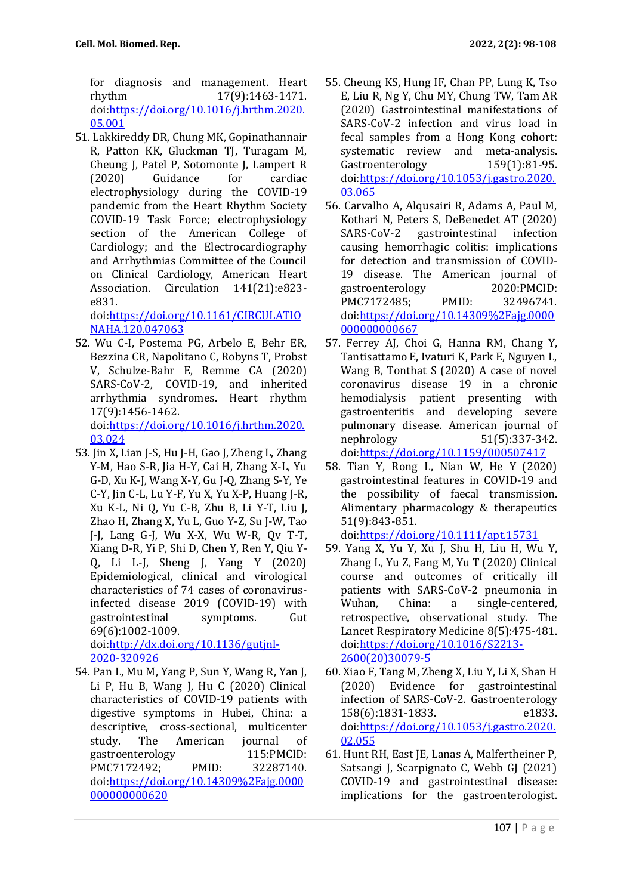for diagnosis and management. Heart rhythm 17(9):1463-1471. doi:https://doi.org/10.1016/j.hrthm.2020.05.001

51. Lakkireddy DR, Chung MK, Gopinathannair R, Patton KK, Gluckman TJ, Turagam M, Cheung J, Patel P, Sotomonte J, Lampert R (2020) Guidance for cardiac electrophysiology during the COVID-19 pandemic from the Heart Rhythm Society COVID-19 Task Force; electrophysiology section of the American College of Cardiology; and the Electrocardiography and Arrhythmias Committee of the Council on Clinical Cardiology, American Heart Association. Circulation 141(21):e823-e831. doi:https://doi.org/10.1161/CIRCULATIONAHA.120.047063
52. Wu C-I, Postema PG, Arbelo E, Behr ER, Bezzina CR, Napolitano C, Robyns T, Probst V, Schulze-Bahr E, Remme CA (2020) SARS-CoV-2, COVID-19, and inherited arrhythmia syndromes. Heart rhythm 17(9):1456-1462. doi:https://doi.org/10.1016/j.hrthm.2020.03.024
53. Jin X, Lian J-S, Hu J-H, Gao J, Zheng L, Zhang Y-M, Hao S-R, Jia H-Y, Cai H, Zhang X-L, Yu G-D, Xu K-J, Wang X-Y, Gu J-Q, Zhang S-Y, Ye C-Y, Jin C-L, Lu Y-F, Yu X, Yu X-P, Huang J-R, Xu K-L, Ni Q, Yu C-B, Zhu B, Li Y-T, Liu J, Zhao H, Zhang X, Yu L, Guo Y-Z, Su J-W, Tao J-J, Lang G-J, Wu X-X, Wu W-R, Qv T-T, Xiang D-R, Yi P, Shi D, Chen Y, Ren Y, Qiu Y-Q, Li L-J, Sheng J, Yang Y (2020) Epidemiological, clinical and virological characteristics of 74 cases of coronavirus-infected disease 2019 (COVID-19) with gastrointestinal symptoms. Gut 69(6):1002-1009. doi:http://dx.doi.org/10.1136/gutjnl-2020-320926
54. Pan L, Mu M, Yang P, Sun Y, Wang R, Yan J, Li P, Hu B, Wang J, Hu C (2020) Clinical characteristics of COVID-19 patients with digestive symptoms in Hubei, China: a descriptive, cross-sectional, multicenter study. The American journal of gastroenterology 115:PMCID: PMC7172492; PMID: 32287140. doi:https://doi.org/10.14309%2Fajg.0000000000000620
55. Cheung KS, Hung IF, Chan PP, Lung K, Tso E, Liu R, Ng Y, Chu MY, Chung TW, Tam AR (2020) Gastrointestinal manifestations of SARS-CoV-2 infection and virus load in fecal samples from a Hong Kong cohort: systematic review and meta-analysis. Gastroenterology 159(1):81-95. doi:https://doi.org/10.1053/j.gastro.2020.03.065
56. Carvalho A, Alqusairi R, Adams A, Paul M, Kothari N, Peters S, DeBenedet AT (2020) SARS-CoV-2 gastrointestinal infection causing hemorrhagic colitis: implications for detection and transmission of COVID-19 disease. The American journal of gastroenterology 2020:PMCID: PMC7172485; PMID: 32496741. doi:https://doi.org/10.14309%2Fajg.0000000000000667
57. Ferrey AJ, Choi G, Hanna RM, Chang Y, Tantisattamo E, Ivaturi K, Park E, Nguyen L, Wang B, Tonthat S (2020) A case of novel coronavirus disease 19 in a chronic hemodialysis patient presenting with gastroenteritis and developing severe pulmonary disease. American journal of nephrology 51(5):337-342. doi:https://doi.org/10.1159/000507417
58. Tian Y, Rong L, Nian W, He Y (2020) gastrointestinal features in COVID-19 and the possibility of faecal transmission. Alimentary pharmacology & therapeutics 51(9):843-851. doi:https://doi.org/10.1111/apt.15731
59. Yang X, Yu Y, Xu J, Shu H, Liu H, Wu Y, Zhang L, Yu Z, Fang M, Yu T (2020) Clinical course and outcomes of critically ill patients with SARS-CoV-2 pneumonia in Wuhan, China: a single-centered, retrospective, observational study. The Lancet Respiratory Medicine 8(5):475-481. doi:https://doi.org/10.1016/S2213-2600(20)30079-5
60. Xiao F, Tang M, Zheng X, Liu Y, Li X, Shan H (2020) Evidence for gastrointestinal infection of SARS-CoV-2. Gastroenterology 158(6):1831-1833. e1833. doi:https://doi.org/10.1053/j.gastro.2020.02.055
61. Hunt RH, East JE, Lanas A, Malfertheiner P, Satsangi J, Scarpignato C, Webb GJ (2021) COVID-19 and gastrointestinal disease: implications for the gastroenterologist.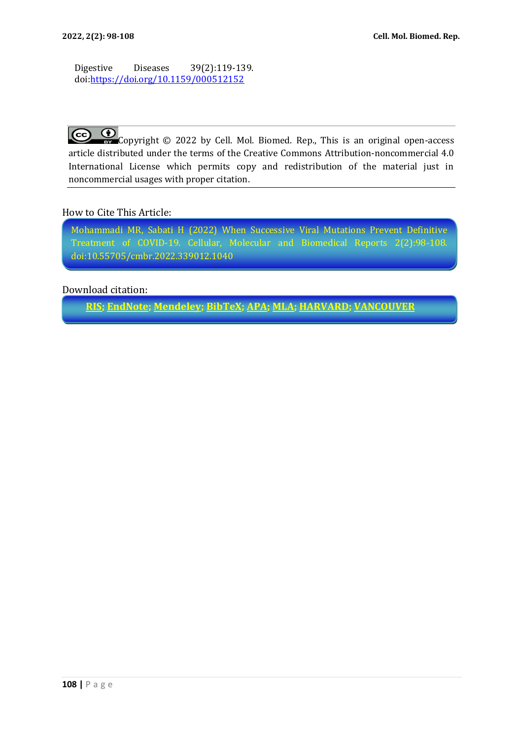Digestive Diseases 39(2):119-139. doi:https://doi.org/10.1159/000512152

---

Copyright © 2022 by Cell. Mol. Biomed. Rep., This is an original open-access article distributed under the terms of the Creative Commons Attribution-noncommercial 4.0 International License which permits copy and redistribution of the material just in noncommercial usages with proper citation.

---

How to Cite This Article:

Mohammadi MR, Sabati H (2022) When Successive Viral Mutations Prevent Definitive Treatment of COVID-19. Cellular, Molecular and Biomedical Reports 2(2):98-108. doi:10.55705/cmbr.2022.339012.1040

Download citation:

**RIS; EndNote; Mendeley; BibTeX; APA; MLA; HARVARD; VANCOUVER**